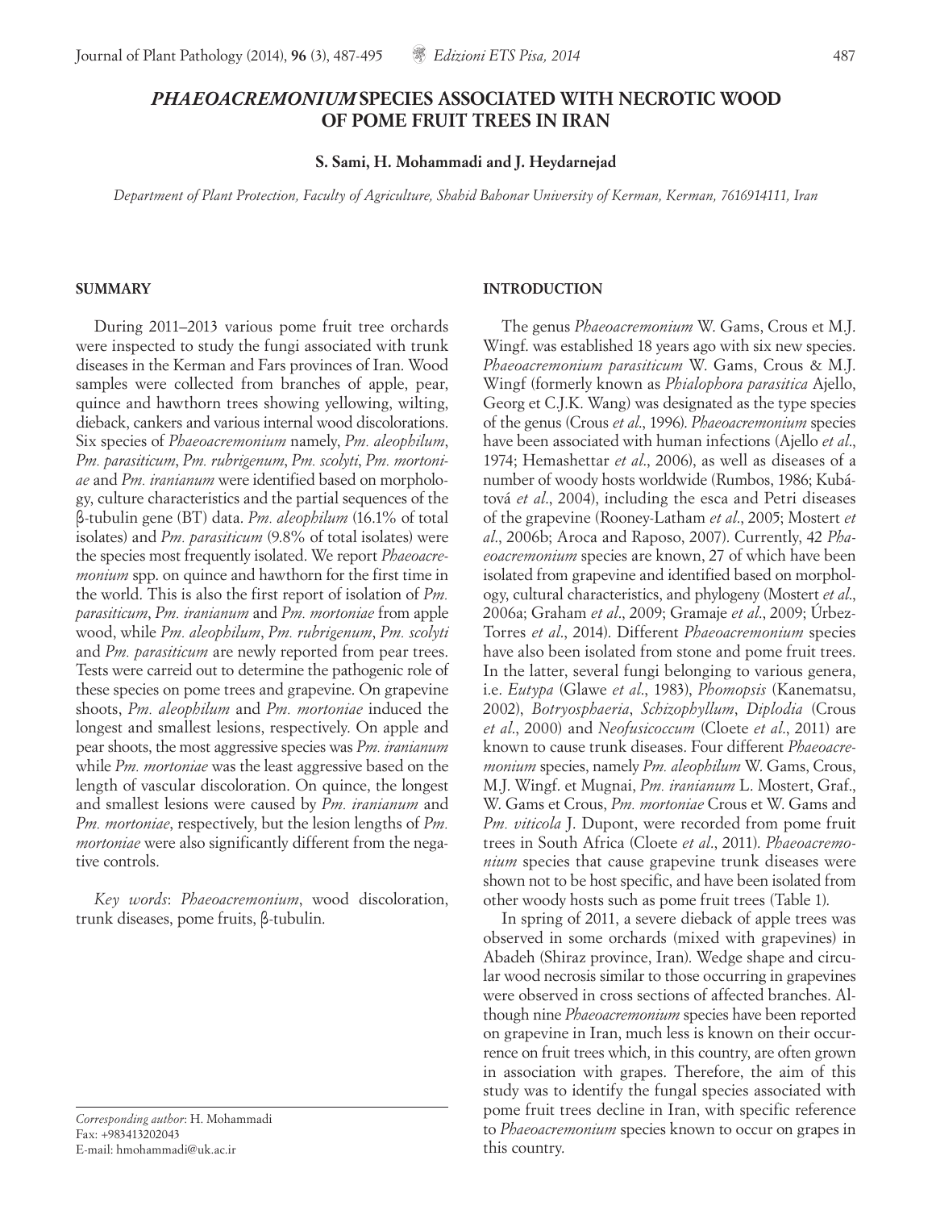# *PHAEOACREMONIUM* SPECIES ASSOCIATED WITH NECROTIC WOOD OF POME FRUIT TREES IN IRAN

**S. Sami, H. Mohammadi and J. Heydarnejad**

*Department of Plant Protection, Faculty of Agriculture, Shahid Bahonar University of Kerman, Kerman, 7616914111, Iran*

## SUMMARY

During 2011–2013 various pome fruit tree orchards were inspected to study the fungi associated with trunk diseases in the Kerman and Fars provinces of Iran. Wood samples were collected from branches of apple, pear, quince and hawthorn trees showing yellowing, wilting, dieback, cankers and various internal wood discolorations. Six species of *Phaeoacremonium* namely, *Pm. aleophilum*, *Pm. parasiticum*, *Pm. rubrigenum*, *Pm. scolyti*, *Pm. mortoniae* and *Pm. iranianum* were identified based on morphology, culture characteristics and the partial sequences of the β-tubulin gene (BT) data. *Pm. aleophilum* (16.1% of total isolates) and *Pm. parasiticum* (9.8% of total isolates) were the species most frequently isolated. We report *Phaeoacremonium* spp. on quince and hawthorn for the first time in the world. This is also the first report of isolation of *Pm. parasiticum*, *Pm. iranianum* and *Pm. mortoniae* from apple wood, while *Pm. aleophilum*, *Pm. rubrigenum*, *Pm. scolyti* and *Pm. parasiticum* are newly reported from pear trees. Tests were carreid out to determine the pathogenic role of these species on pome trees and grapevine. On grapevine shoots, *Pm. aleophilum* and *Pm. mortoniae* induced the longest and smallest lesions, respectively. On apple and pear shoots, the most aggressive species was *Pm. iranianum* while *Pm. mortoniae* was the least aggressive based on the length of vascular discoloration. On quince, the longest and smallest lesions were caused by *Pm. iranianum* and *Pm. mortoniae*, respectively, but the lesion lengths of *Pm. mortoniae* were also significantly different from the negative controls.

*Key words*: *Phaeoacremonium*, wood discoloration, trunk diseases, pome fruits, β-tubulin.

## INTRODUCTION

The genus *Phaeoacremonium* W. Gams, Crous et M.J. Wingf. was established 18 years ago with six new species. *Phaeoacremonium parasiticum* W. Gams, Crous & M.J. Wingf (formerly known as *Phialophora parasitica* Ajello, Georg et C.J.K. Wang) was designated as the type species of the genus (Crous *et al*., 1996). *Phaeoacremonium* species have been associated with human infections (Ajello *et al*., 1974; Hemashettar *et al*., 2006), as well as diseases of a number of woody hosts worldwide (Rumbos, 1986; Kubátová *et al*., 2004), including the esca and Petri diseases of the grapevine (Rooney-Latham *et al*., 2005; Mostert *et al*., 2006b; Aroca and Raposo, 2007). Currently, 42 *Phaeoacremonium* species are known, 27 of which have been isolated from grapevine and identified based on morphology, cultural characteristics, and phylogeny (Mostert *et al*., 2006a; Graham *et al*., 2009; Gramaje *et al*., 2009; Úrbez-Torres *et al*., 2014). Different *Phaeoacremonium* species have also been isolated from stone and pome fruit trees. In the latter, several fungi belonging to various genera, i.e. *Eutypa* (Glawe *et al*., 1983), *Phomopsis* (Kanematsu, 2002), *Botryosphaeria*, *Schizophyllum*, *Diplodia* (Crous *et al*., 2000) and *Neofusicoccum* (Cloete *et al*., 2011) are known to cause trunk diseases. Four different *Phaeoacremonium* species, namely *Pm. aleophilum* W. Gams, Crous, M.J. Wingf. et Mugnai, *Pm. iranianum* L. Mostert, Graf., W. Gams et Crous, *Pm. mortoniae* Crous et W. Gams and *Pm. viticola* J. Dupont, were recorded from pome fruit trees in South Africa (Cloete *et al*., 2011). *Phaeoacremonium* species that cause grapevine trunk diseases were shown not to be host specific, and have been isolated from other woody hosts such as pome fruit trees (Table 1).

In spring of 2011, a severe dieback of apple trees was observed in some orchards (mixed with grapevines) in Abadeh (Shiraz province, Iran). Wedge shape and circular wood necrosis similar to those occurring in grapevines were observed in cross sections of affected branches. Although nine *Phaeoacremonium* species have been reported on grapevine in Iran, much less is known on their occurrence on fruit trees which, in this country, are often grown in association with grapes. Therefore, the aim of this study was to identify the fungal species associated with pome fruit trees decline in Iran, with specific reference to *Phaeoacremonium* species known to occur on grapes in this country.

*Corresponding author*: H. Mohammadi
Fax: +983413202043
E-mail: hmohammadi@uk.ac.ir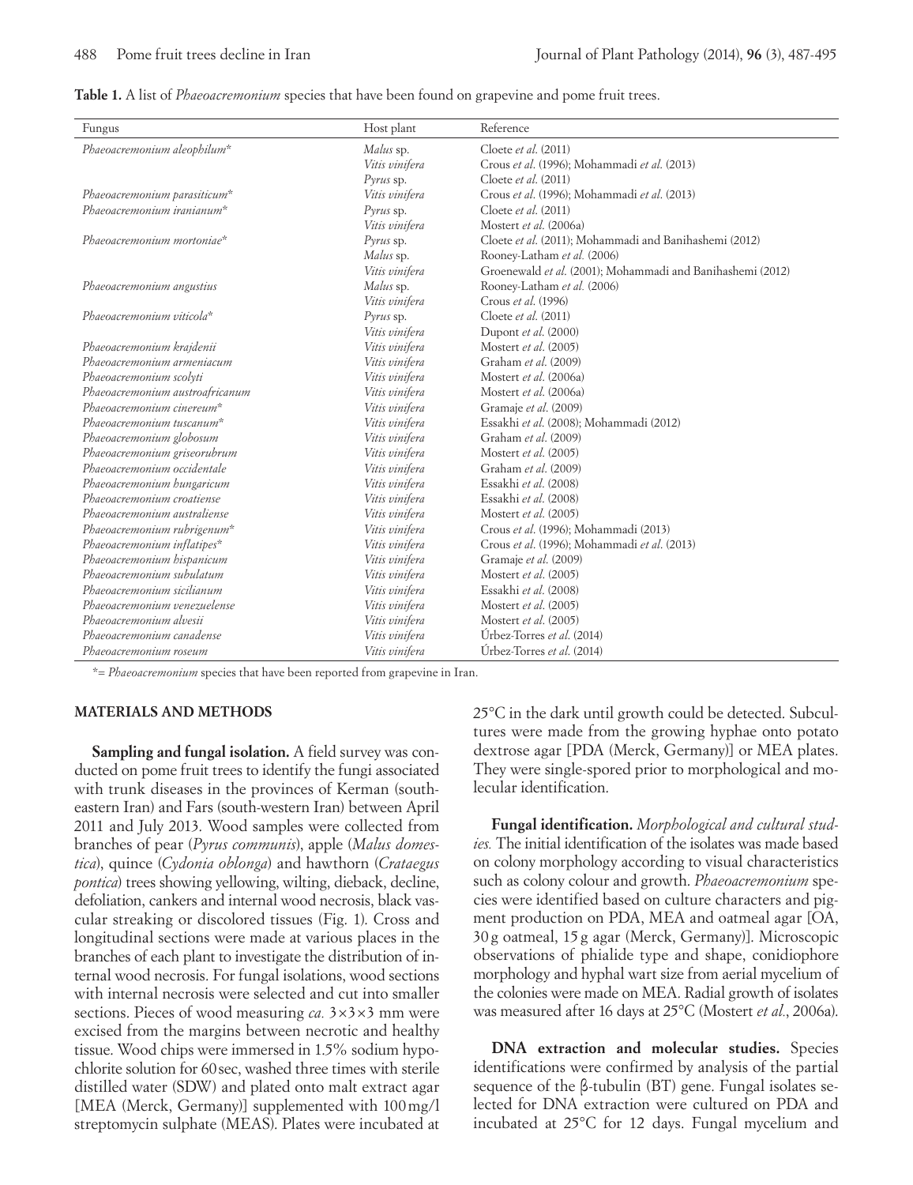**Table 1.** A list of *Phaeoacremonium* species that have been found on grapevine and pome fruit trees.

| Fungus | Host plant | Reference |
|---|---|---|
| *Phaeoacremonium aleophilum*\* | *Malus* sp. | Cloete *et al.* (2011) |
| | *Vitis vinifera* | Crous *et al.* (1996); Mohammadi *et al.* (2013) |
| | *Pyrus* sp. | Cloete *et al.* (2011) |
| *Phaeoacremonium parasiticum*\* | *Vitis vinifera* | Crous *et al.* (1996); Mohammadi *et al.* (2013) |
| *Phaeoacremonium iranianum*\* | *Pyrus* sp. | Cloete *et al.* (2011) |
| | *Vitis vinifera* | Mostert *et al.* (2006a) |
| *Phaeoacremonium mortoniae*\* | *Pyrus* sp. | Cloete *et al.* (2011); Mohammadi and Banihashemi (2012) |
| | *Malus* sp. | Rooney-Latham *et al.* (2006) |
| | *Vitis vinifera* | Groenewald *et al.* (2001); Mohammadi and Banihashemi (2012) |
| *Phaeoacremonium angustius* | *Malus* sp. | Rooney-Latham *et al.* (2006) |
| | *Vitis vinifera* | Crous *et al.* (1996) |
| *Phaeoacremonium viticola*\* | *Pyrus* sp. | Cloete *et al.* (2011) |
| | *Vitis vinifera* | Dupont *et al.* (2000) |
| *Phaeoacremonium krajdenii* | *Vitis vinifera* | Mostert *et al.* (2005) |
| *Phaeoacremonium armeniacum* | *Vitis vinifera* | Graham *et al.* (2009) |
| *Phaeoacremonium scolyti* | *Vitis vinifera* | Mostert *et al.* (2006a) |
| *Phaeoacremonium austroafricanum* | *Vitis vinifera* | Mostert *et al.* (2006a) |
| *Phaeoacremonium cinereum*\* | *Vitis vinifera* | Gramaje *et al.* (2009) |
| *Phaeoacremonium tuscanum*\* | *Vitis vinifera* | Essakhi *et al.* (2008); Mohammadi (2012) |
| *Phaeoacremonium globosum* | *Vitis vinifera* | Graham *et al.* (2009) |
| *Phaeoacremonium griseorubrum* | *Vitis vinifera* | Mostert *et al.* (2005) |
| *Phaeoacremonium occidentale* | *Vitis vinifera* | Graham *et al.* (2009) |
| *Phaeoacremonium hungaricum* | *Vitis vinifera* | Essakhi *et al.* (2008) |
| *Phaeoacremonium croatiense* | *Vitis vinifera* | Essakhi *et al.* (2008) |
| *Phaeoacremonium australiense* | *Vitis vinifera* | Mostert *et al.* (2005) |
| *Phaeoacremonium rubrigenum*\* | *Vitis vinifera* | Crous *et al.* (1996); Mohammadi (2013) |
| *Phaeoacremonium inflatipes*\* | *Vitis vinifera* | Crous *et al.* (1996); Mohammadi *et al.* (2013) |
| *Phaeoacremonium hispanicum* | *Vitis vinifera* | Gramaje *et al.* (2009) |
| *Phaeoacremonium subulatum* | *Vitis vinifera* | Mostert *et al.* (2005) |
| *Phaeoacremonium sicilianum* | *Vitis vinifera* | Essakhi *et al.* (2008) |
| *Phaeoacremonium venezuelense* | *Vitis vinifera* | Mostert *et al.* (2005) |
| *Phaeoacremonium alvesii* | *Vitis vinifera* | Mostert *et al.* (2005) |
| *Phaeoacremonium canadense* | *Vitis vinifera* | Úrbez-Torres *et al.* (2014) |
| *Phaeoacremonium roseum* | *Vitis vinifera* | Úrbez-Torres *et al.* (2014) |

\*= *Phaeoacremonium* species that have been reported from grapevine in Iran.

## MATERIALS AND METHODS

**Sampling and fungal isolation.** A field survey was conducted on pome fruit trees to identify the fungi associated with trunk diseases in the provinces of Kerman (south-eastern Iran) and Fars (south-western Iran) between April 2011 and July 2013. Wood samples were collected from branches of pear (*Pyrus communis*), apple (*Malus domestica*), quince (*Cydonia oblonga*) and hawthorn (*Crataegus pontica*) trees showing yellowing, wilting, dieback, decline, defoliation, cankers and internal wood necrosis, black vascular streaking or discolored tissues (Fig. 1). Cross and longitudinal sections were made at various places in the branches of each plant to investigate the distribution of internal wood necrosis. For fungal isolations, wood sections with internal necrosis were selected and cut into smaller sections. Pieces of wood measuring *ca.* 3×3×3 mm were excised from the margins between necrotic and healthy tissue. Wood chips were immersed in 1.5% sodium hypochlorite solution for 60 sec, washed three times with sterile distilled water (SDW) and plated onto malt extract agar [MEA (Merck, Germany)] supplemented with 100 mg/l streptomycin sulphate (MEAS). Plates were incubated at 25°C in the dark until growth could be detected. Subcultures were made from the growing hyphae onto potato dextrose agar [PDA (Merck, Germany)] or MEA plates. They were single-spored prior to morphological and molecular identification.

**Fungal identification.** *Morphological and cultural studies.* The initial identification of the isolates was made based on colony morphology according to visual characteristics such as colony colour and growth. *Phaeoacremonium* species were identified based on culture characters and pigment production on PDA, MEA and oatmeal agar [OA, 30 g oatmeal, 15 g agar (Merck, Germany)]. Microscopic observations of phialide type and shape, conidiophore morphology and hyphal wart size from aerial mycelium of the colonies were made on MEA. Radial growth of isolates was measured after 16 days at 25°C (Mostert *et al.*, 2006a).

**DNA extraction and molecular studies.** Species identifications were confirmed by analysis of the partial sequence of the β-tubulin (BT) gene. Fungal isolates selected for DNA extraction were cultured on PDA and incubated at 25°C for 12 days. Fungal mycelium and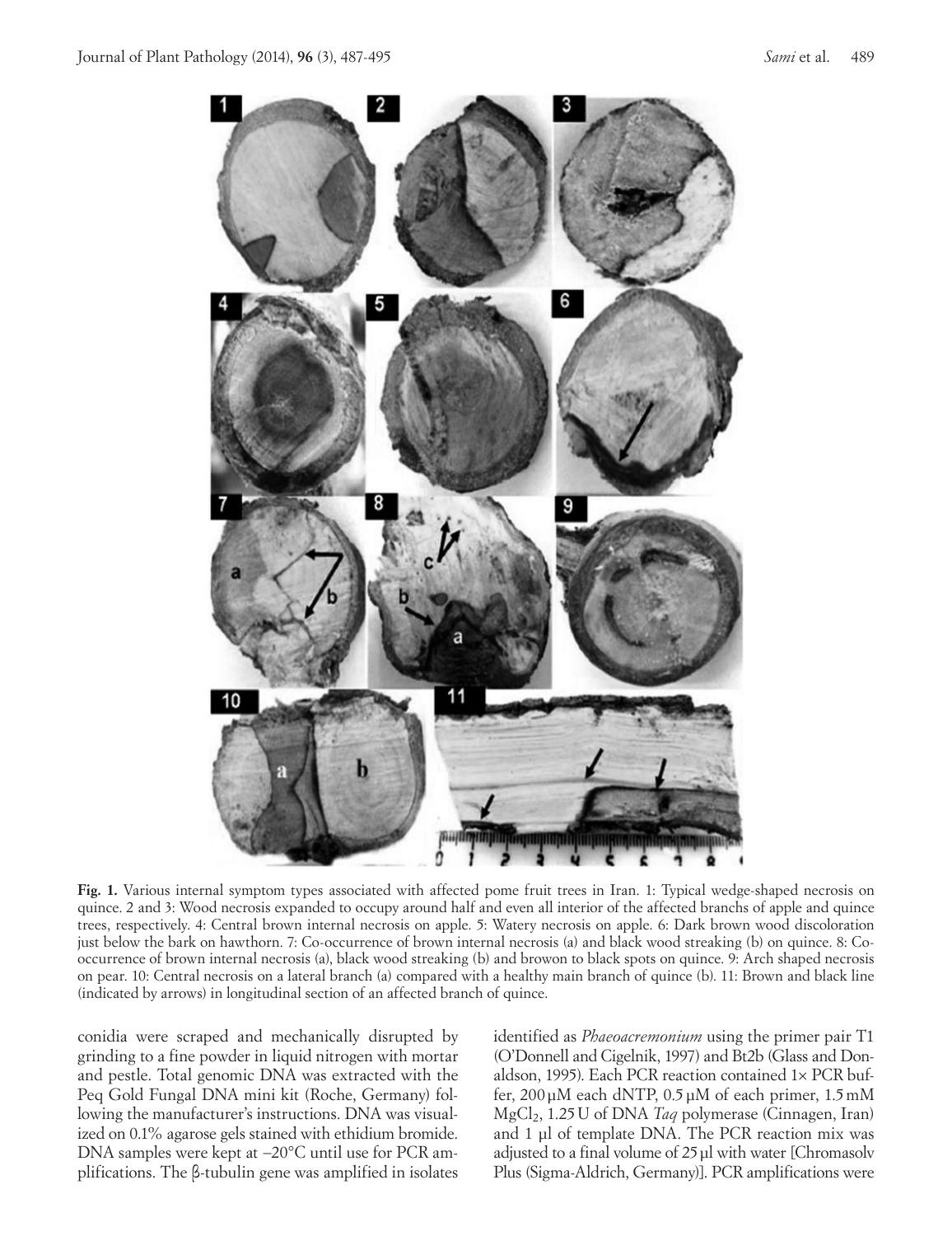**Fig. 1.** Various internal symptom types associated with affected pome fruit trees in Iran. 1: Typical wedge-shaped necrosis on quince. 2 and 3: Wood necrosis expanded to occupy around half and even all interior of the affected branchs of apple and quince trees, respectively. 4: Central brown internal necrosis on apple. 5: Watery necrosis on apple. 6: Dark brown wood discoloration just below the bark on hawthorn. 7: Co-occurrence of brown internal necrosis (a) and black wood streaking (b) on quince. 8: Co-occurrence of brown internal necrosis (a), black wood streaking (b) and browon to black spots on quince. 9: Arch shaped necrosis on pear. 10: Central necrosis on a lateral branch (a) compared with a healthy main branch of quince (b). 11: Brown and black line (indicated by arrows) in longitudinal section of an affected branch of quince.

conidia were scraped and mechanically disrupted by grinding to a fine powder in liquid nitrogen with mortar and pestle. Total genomic DNA was extracted with the Peq Gold Fungal DNA mini kit (Roche, Germany) following the manufacturer's instructions. DNA was visualized on 0.1% agarose gels stained with ethidium bromide. DNA samples were kept at –20°C until use for PCR amplifications. The β-tubulin gene was amplified in isolates identified as *Phaeoacremonium* using the primer pair T1 (O'Donnell and Cigelnik, 1997) and Bt2b (Glass and Donaldson, 1995). Each PCR reaction contained 1× PCR buffer, 200 µM each dNTP, 0.5 µM of each primer, 1.5 mM $MgCl_2$, 1.25 U of DNA *Taq* polymerase (Cinnagen, Iran) and 1 µl of template DNA. The PCR reaction mix was adjusted to a final volume of 25 µl with water [Chromasolv Plus (Sigma-Aldrich, Germany)]. PCR amplifications were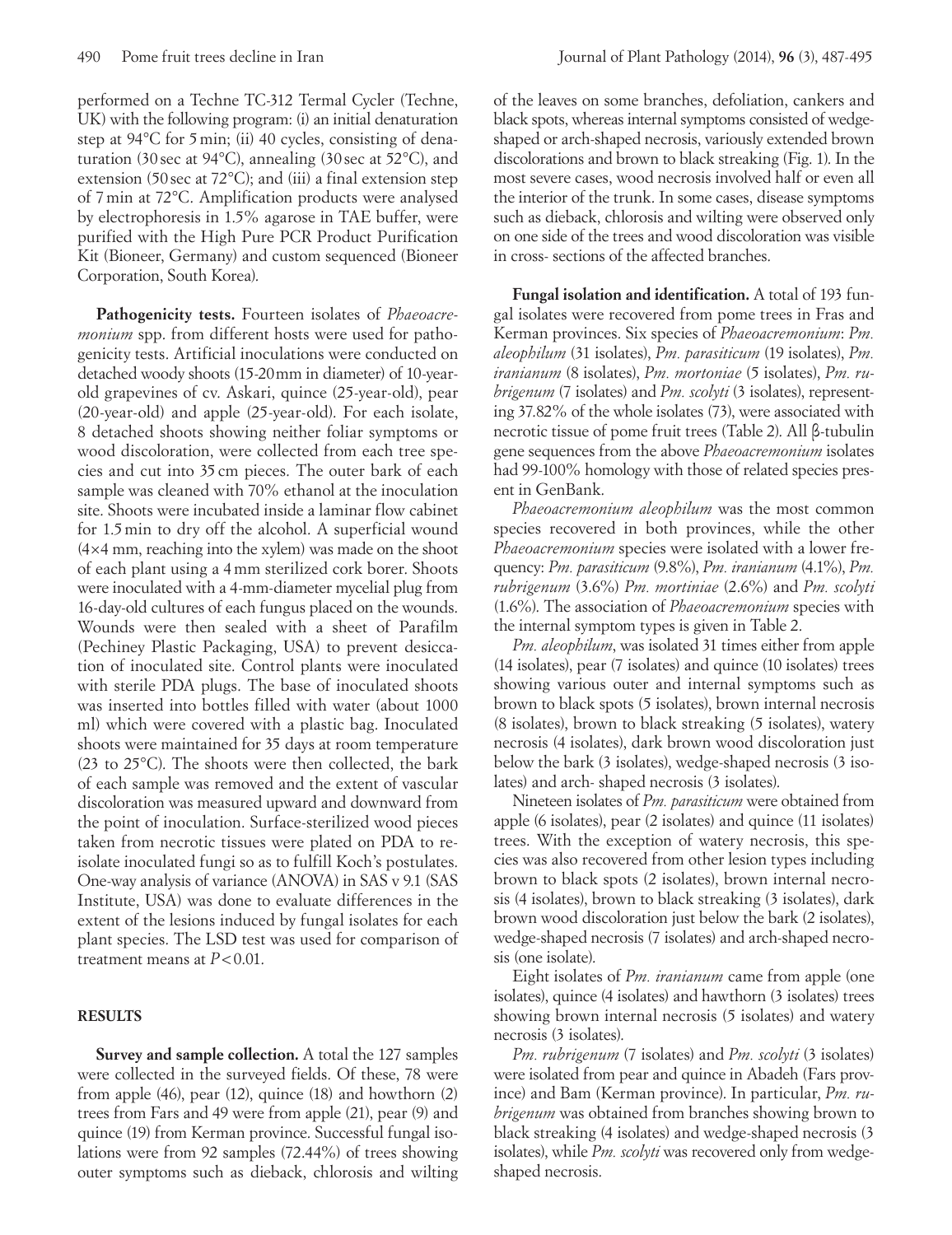performed on a Techne TC-312 Termal Cycler (Techne, UK) with the following program: (i) an initial denaturation step at 94°C for 5 min; (ii) 40 cycles, consisting of denaturation (30 sec at 94°C), annealing (30 sec at 52°C), and extension (50 sec at 72°C); and (iii) a final extension step of 7 min at 72°C. Amplification products were analysed by electrophoresis in 1.5% agarose in TAE buffer, were purified with the High Pure PCR Product Purification Kit (Bioneer, Germany) and custom sequenced (Bioneer Corporation, South Korea).

**Pathogenicity tests.** Fourteen isolates of *Phaeoacremonium* spp. from different hosts were used for pathogenicity tests. Artificial inoculations were conducted on detached woody shoots (15-20 mm in diameter) of 10-year-old grapevines of cv. Askari, quince (25-year-old), pear (20-year-old) and apple (25-year-old). For each isolate, 8 detached shoots showing neither foliar symptoms or wood discoloration, were collected from each tree species and cut into 35 cm pieces. The outer bark of each sample was cleaned with 70% ethanol at the inoculation site. Shoots were incubated inside a laminar flow cabinet for 1.5 min to dry off the alcohol. A superficial wound (4×4 mm, reaching into the xylem) was made on the shoot of each plant using a 4 mm sterilized cork borer. Shoots were inoculated with a 4-mm-diameter mycelial plug from 16-day-old cultures of each fungus placed on the wounds. Wounds were then sealed with a sheet of Parafilm (Pechiney Plastic Packaging, USA) to prevent desiccation of inoculated site. Control plants were inoculated with sterile PDA plugs. The base of inoculated shoots was inserted into bottles filled with water (about 1000 ml) which were covered with a plastic bag. Inoculated shoots were maintained for 35 days at room temperature (23 to 25°C). The shoots were then collected, the bark of each sample was removed and the extent of vascular discoloration was measured upward and downward from the point of inoculation. Surface-sterilized wood pieces taken from necrotic tissues were plated on PDA to re-isolate inoculated fungi so as to fulfill Koch's postulates. One-way analysis of variance (ANOVA) in SAS v 9.1 (SAS Institute, USA) was done to evaluate differences in the extent of the lesions induced by fungal isolates for each plant species. The LSD test was used for comparison of treatment means at $P < 0.01$.

## RESULTS

**Survey and sample collection.** A total the 127 samples were collected in the surveyed fields. Of these, 78 were from apple (46), pear (12), quince (18) and howthorn (2) trees from Fars and 49 were from apple (21), pear (9) and quince (19) from Kerman province. Successful fungal isolations were from 92 samples (72.44%) of trees showing outer symptoms such as dieback, chlorosis and wilting of the leaves on some branches, defoliation, cankers and black spots, whereas internal symptoms consisted of wedge-shaped or arch-shaped necrosis, variously extended brown discolorations and brown to black streaking (Fig. 1). In the most severe cases, wood necrosis involved half or even all the interior of the trunk. In some cases, disease symptoms such as dieback, chlorosis and wilting were observed only on one side of the trees and wood discoloration was visible in cross- sections of the affected branches.

**Fungal isolation and identification.** A total of 193 fungal isolates were recovered from pome trees in Fras and Kerman provinces. Six species of *Phaeoacremonium*: *Pm. aleophilum* (31 isolates), *Pm. parasiticum* (19 isolates), *Pm. iranianum* (8 isolates), *Pm. mortoniae* (5 isolates), *Pm. rubrigenum* (7 isolates) and *Pm. scolyti* (3 isolates), representing 37.82% of the whole isolates (73), were associated with necrotic tissue of pome fruit trees (Table 2). All β-tubulin gene sequences from the above *Phaeoacremonium* isolates had 99-100% homology with those of related species present in GenBank.

*Phaeoacremonium aleophilum* was the most common species recovered in both provinces, while the other *Phaeoacremonium* species were isolated with a lower frequency: *Pm. parasiticum* (9.8%), *Pm. iranianum* (4.1%), *Pm. rubrigenum* (3.6%) *Pm. mortiniae* (2.6%) and *Pm. scolyti* (1.6%). The association of *Phaeoacremonium* species with the internal symptom types is given in Table 2.

*Pm. aleophilum*, was isolated 31 times either from apple (14 isolates), pear (7 isolates) and quince (10 isolates) trees showing various outer and internal symptoms such as brown to black spots (5 isolates), brown internal necrosis (8 isolates), brown to black streaking (5 isolates), watery necrosis (4 isolates), dark brown wood discoloration just below the bark (3 isolates), wedge-shaped necrosis (3 isolates) and arch- shaped necrosis (3 isolates).

Nineteen isolates of *Pm. parasiticum* were obtained from apple (6 isolates), pear (2 isolates) and quince (11 isolates) trees. With the exception of watery necrosis, this species was also recovered from other lesion types including brown to black spots (2 isolates), brown internal necrosis (4 isolates), brown to black streaking (3 isolates), dark brown wood discoloration just below the bark (2 isolates), wedge-shaped necrosis (7 isolates) and arch-shaped necrosis (one isolate).

Eight isolates of *Pm. iranianum* came from apple (one isolates), quince (4 isolates) and hawthorn (3 isolates) trees showing brown internal necrosis (5 isolates) and watery necrosis (3 isolates).

*Pm. rubrigenum* (7 isolates) and *Pm. scolyti* (3 isolates) were isolated from pear and quince in Abadeh (Fars province) and Bam (Kerman province). In particular, *Pm. rubrigenum* was obtained from branches showing brown to black streaking (4 isolates) and wedge-shaped necrosis (3 isolates), while *Pm. scolyti* was recovered only from wedge-shaped necrosis.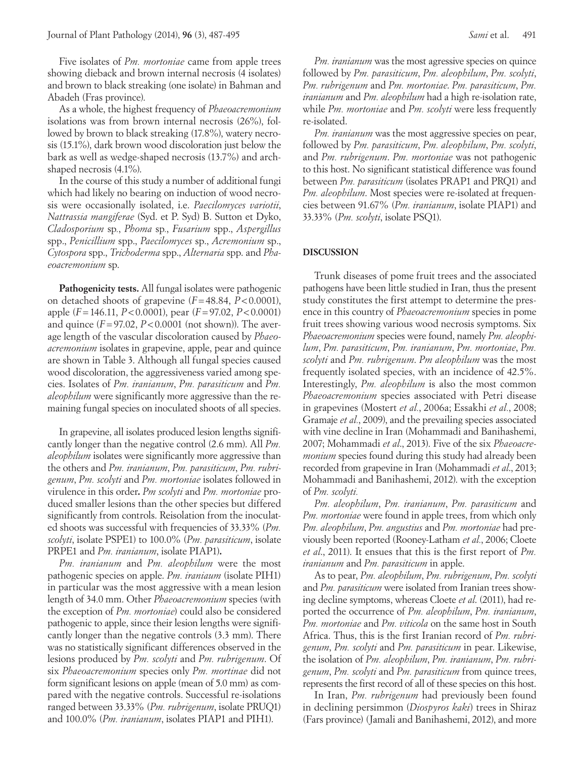Five isolates of *Pm. mortoniae* came from apple trees showing dieback and brown internal necrosis (4 isolates) and brown to black streaking (one isolate) in Bahman and Abadeh (Fras province).

As a whole, the highest frequency of *Phaeoacremonium* isolations was from brown internal necrosis (26%), followed by brown to black streaking (17.8%), watery necrosis (15.1%), dark brown wood discoloration just below the bark as well as wedge-shaped necrosis (13.7%) and arch-shaped necrosis (4.1%).

In the course of this study a number of additional fungi which had likely no bearing on induction of wood necrosis were occasionally isolated, i.e. *Paecilomyces variotii*, *Nattrassia mangiferae* (Syd. et P. Syd) B. Sutton et Dyko, *Cladosporium* sp., *Phoma* sp., *Fusarium* spp., *Aspergillus* spp., *Penicillium* spp., *Paecilomyces* sp., *Acremonium* sp., *Cytospora* spp., *Trichoderma* spp., *Alternaria* spp. and *Phaeoacremonium* sp.

**Pathogenicity tests.** All fungal isolates were pathogenic on detached shoots of grapevine ($F=48.84$, $P<0.0001$), apple ($F=146.11$, $P<0.0001$), pear ($F=97.02$, $P<0.0001$) and quince ($F=97.02$, $P<0.0001$ (not shown)). The average length of the vascular discoloration caused by *Phaeoacremonium* isolates in grapevine, apple, pear and quince are shown in Table 3. Although all fungal species caused wood discoloration, the aggressiveness varied among species. Isolates of *Pm. iranianum*, *Pm. parasiticum* and *Pm. aleophilum* were significantly more aggressive than the remaining fungal species on inoculated shoots of all species.

In grapevine, all isolates produced lesion lengths significantly longer than the negative control (2.6 mm). All *Pm. aleophilum* isolates were significantly more aggressive than the others and *Pm. iranianum*, *Pm. parasiticum*, *Pm. rubrigenum*, *Pm. scolyti* and *Pm. mortoniae* isolates followed in virulence in this order**.** *Pm scolyti* and *Pm. mortoniae* produced smaller lesions than the other species but differed significantly from controls. Reisolation from the inoculated shoots was successful with frequencies of 33.33% (*Pm. scolyti*, isolate PSPE1) to 100.0% (*Pm. parasiticum*, isolate PRPE1 and *Pm. iranianum*, isolate PIAP1)**.**

*Pm. iranianum* and *Pm. aleophilum* were the most pathogenic species on apple. *Pm. iraniaum* (isolate PIH1) in particular was the most aggressive with a mean lesion length of 34.0 mm. Other *Phaeoacremonium* species (with the exception of *Pm. mortoniae*) could also be considered pathogenic to apple, since their lesion lengths were significantly longer than the negative controls (3.3 mm). There was no statistically significant differences observed in the lesions produced by *Pm. scolyti* and *Pm. rubrigenum*. Of six *Phaeoacremonium* species only *Pm. mortinae* did not form significant lesions on apple (mean of 5.0 mm) as compared with the negative controls. Successful re-isolations ranged between 33.33% (*Pm. rubrigenum*, isolate PRUQ1) and 100.0% (*Pm. iranianum*, isolates PIAP1 and PIH1).

*Pm. iranianum* was the most agressive species on quince followed by *Pm. parasiticum*, *Pm. aleophilum*, *Pm. scolyti*, *Pm. rubrigenum* and *Pm. mortoniae*. *Pm. parasiticum*, *Pm. iranianum* and *Pm. aleophilum* had a high re-isolation rate, while *Pm. mortoniae* and *Pm. scolyti* were less frequently re-isolated.

*Pm. iranianum* was the most aggressive species on pear, followed by *Pm. parasiticum*, *Pm. aleophilum*, *Pm. scolyti*, and *Pm. rubrigenum*. *Pm. mortoniae* was not pathogenic to this host. No significant statistical difference was found between *Pm. parasiticum* (isolates PRAP1 and PRQ1) and *Pm. aleophilum*. Most species were re-isolated at frequencies between 91.67% (*Pm. iranianum*, isolate PIAP1) and 33.33% (*Pm. scolyti*, isolate PSQ1).

## DISCUSSION

Trunk diseases of pome fruit trees and the associated pathogens have been little studied in Iran, thus the present study constitutes the first attempt to determine the presence in this country of *Phaeoacremonium* species in pome fruit trees showing various wood necrosis symptoms. Six *Phaeoacremonium* species were found, namely *Pm. aleophilum*, *Pm. parasiticum*, *Pm. iranianum*, *Pm. mortoniae*, *Pm. scolyti* and *Pm. rubrigenum*. *Pm aleophilum* was the most frequently isolated species, with an incidence of 42.5%. Interestingly, *Pm. aleophilum* is also the most common *Phaeoacremonium* species associated with Petri disease in grapevines (Mostert *et al*., 2006a; Essakhi *et al*., 2008; Gramaje *et al*., 2009), and the prevailing species associated with vine decline in Iran (Mohammadi and Banihashemi, 2007; Mohammadi *et al*., 2013). Five of the six *Phaeoacremonium* species found during this study had already been recorded from grapevine in Iran (Mohammadi *et al*., 2013; Mohammadi and Banihashemi, 2012). with the exception of *Pm. scolyti.*

*Pm. aleophilum*, *Pm. iranianum*, *Pm. parasiticum* and *Pm. mortoniae* were found in apple trees, from which only *Pm. aleophilum*, *Pm. angustius* and *Pm. mortoniae* had previously been reported (Rooney-Latham *et al*., 2006; Cloete *et al*., 2011). It ensues that this is the first report of *Pm. iranianum* and *Pm. parasiticum* in apple.

As to pear, *Pm. aleophilum*, *Pm. rubrigenum*, *Pm. scolyti* and *Pm. parasiticum* were isolated from Iranian trees showing decline symptoms, whereas Cloete *et al.* (2011), had reported the occurrence of *Pm. aleophilum*, *Pm. iranianum*, *Pm. mortoniae* and *Pm. viticola* on the same host in South Africa. Thus, this is the first Iranian record of *Pm. rubrigenum*, *Pm. scolyti* and *Pm. parasiticum* in pear. Likewise, the isolation of *Pm. aleophilum*, *Pm. iranianum*, *Pm. rubrigenum*, *Pm. scolyti* and *Pm. parasiticum* from quince trees, represents the first record of all of these species on this host.

In Iran, *Pm. rubrigenum* had previously been found in declining persimmon (*Diospyros kaki*) trees in Shiraz (Fars province) (Jamali and Banihashemi, 2012), and more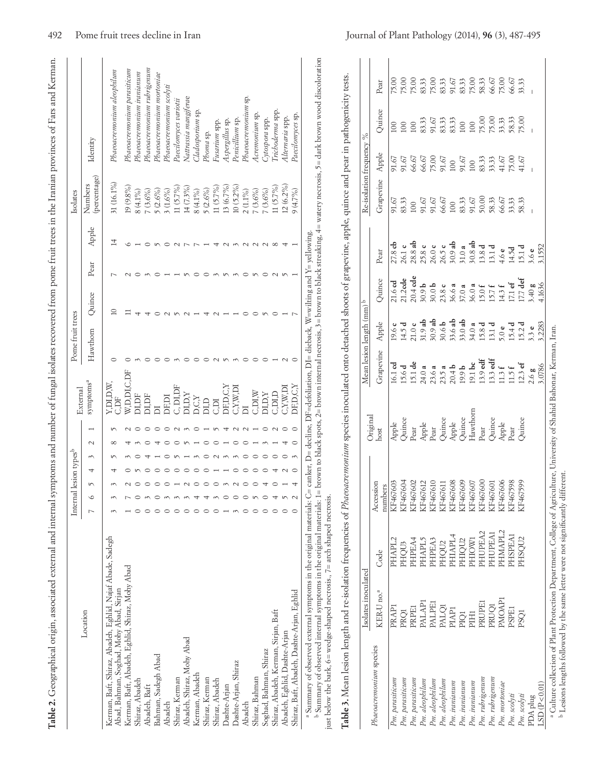**Table 2.** Geographical origin, associated external and internal symptoms and number of fungal isolates recovered from pome fruit trees in the Iranian provinces of Fars and Kerman.

| Location | Internal lesion types[b] | | | | | | | External symptoms[a] | Pome fruit trees | | | | Isolates | |
|---|---|---|---|---|---|---|---|---|---|---|---|---|---|---|
| | 7 | 6 | 5 | 4 | 3 | 2 | 1 | | Hawthorn | Quince | Pear | Apple | Numbers (percentage) | Identity |
| Kerman, Baft, Shiraz, Abadeh, Eghlid, Najaf Abade, Sadegh Abad, Bahman, Soghad, Mohy Abad, Sirjan | 3 | 3 | 3 | 4 | 5 | 8 | 5 | Y,DI,D,W, C,DF | 0 | 10 | 7 | 14 | 31 (16.1%) | *Phaeoacremonium aleophilum* |
| Kerman, Baft, Abadeh, Eghlid, Shiraz, Mohy Abad | 1 | 7 | 2 | 0 | 3 | 4 | 2 | W,D,DI,C,DF | 0 | 11 | 2 | 6 | 19 (9.8%) | *Phaeoacremonium parasiticum* |
| Shiraz, Abadeh | 0 | 0 | 0 | 5 | 0 | 3 | 0 | DI,DF | 3 | 4 | 0 | 1 | 8 (4.1%) | *Phaeoacremonium iranianum* |
| Abadeh, Baft | 0 | 3 | 0 | 0 | 4 | 0 | 0 | DI,DF | 0 | 4 | 3 | 0 | 7 (3.6%) | *Phaeoacremonium rubrigenum* |
| Bahman, Sadegh Abad | 0 | 0 | 0 | 0 | 1 | 4 | 0 | DI | 0 | 0 | 0 | 5 | 5 (2.6%) | *Phaeoacremonium mortoniae* |
| Abadeh | 0 | 3 | 0 | 0 | 0 | 0 | 0 | DF,DI | 0 | 2 | 1 | 0 | 3 (1.6%) | *Phaeoacremonium scolyti* |
| Shiraz, Kerman | 0 | 3 | 1 | 0 | 5 | 0 | 2 | C, DI,DF | 3 | 5 | 1 | 2 | 11 (5.7%) | *Paecilomyces variotii* |
| Abadeh, Shiraz, Mohy Abad | 0 | 3 | 2 | 0 | 1 | 5 | 3 | DI,D,Y | 0 | 2 | 5 | 7 | 14 (7.3%) | *Nattrassia mangiferae* |
| Kerman, Abadeh | 0 | 4 | 0 | 0 | 3 | 1 | 0 | D,C,Y | 0 | 1 | 0 | 7 | 8 (4.1%) | *Cladosporium* sp. |
| Shiraz, Kerman | 0 | 4 | 0 | 0 | 0 | 0 | 1 | DI,D | 0 | 4 | 0 | 1 | 5 (2.6%) | *Phoma* sp. |
| Shiraz, Abadeh | 0 | 3 | 0 | 1 | 2 | 0 | 5 | C,DI | 2 | 2 | 3 | 4 | 11 (5.7%) | *Fusarium* spp. |
| Dashte-Arjan | 1 | 0 | 3 | 1 | 3 | 1 | 4 | DF,D,C,Y | 5 | 1 | 5 | 2 | 13 (6.7%) | *Aspergillus* sp. |
| Dashte-Arjan, Shiraz | 3 | 0 | 2 | 0 | 3 | 0 | 2 | C,Y,W,DI | 3 | 1 | 3 | 3 | 10 (5.2%) | *Penicillium* sp. |
| Abadeh | 0 | 0 | 0 | 0 | 0 | 0 | 2 | DI | 0 | 0 | 0 | 2 | 2 (1.1%) | *Phaeoacremonium* sp. |
| Shiraz, Bahman | 0 | 5 | 0 | 0 | 0 | 1 | 1 | C,DI,W | 0 | 0 | 5 | 2 | 7 (3.6%) | *Acremonium* sp. |
| Soghad, Bahman, Shiraz | 0 | 0 | 4 | 0 | 3 | 0 | 0 | DI,D,Y | 0 | 5 | 0 | 2 | 7 (3.6%) | *Cytospora* spp. |
| Shiraz, Abadeh, Kerman, Sirjan, Baft | 0 | 4 | 0 | 4 | 0 | 1 | 2 | C,DI,D | 1 | 0 | 2 | 8 | 11 (5.7%) | *Trichoderma* spp. |
| Abadeh, Eghlid, Dashte-Arjan | 0 | 5 | 1 | 2 | 0 | 4 | 0 | C,Y,W,DI | 2 | 1 | 5 | 4 | 12 (6.2%) | *Alternaria* spp. |
| Shiraz, Baft, Abadeh, Dashte-Arjan, Eghlid | 0 | 2 | 4 | 0 | 3 | 0 | 0 | DF,D,C,Y | 0 | 7 | 1 | 1 | 9 (4.7%) | *Paecilomyces* sp. |

[a] Summary of observed external symptoms in the original materials: C= canker, D= decline, DF=defoliation, DI= dieback, W=wilting and Y= yellowing.
[b] Summary of observed internal symptoms in the original materials: 1= brown to black spots, 2= brown internal necrosis, 3= brown to black streaking, 4= watery necrosis, 5= dark brown wood discoloration just below the bark, 6= wedge-shaped necrosis., 7= arch shaped necrosis.

**Table 3.** Mean lesion length and re-isolation frequencies of *Phaeoacremonium* species inoculated onto detached shoots of grapevine, apple, quince and pear in pathogenicity tests.

| *Phaeoacremonium* species | Isolates inoculated | | | Original host | Mean lesion length (mm)[b] | | | | Re-isolation frequency % | | | |
|---|---|---|---|---|---|---|---|---|---|---|---|---|
| | KER-U no.[a] | Code | Accession numbers | | Grapevine | Apple | Quince | Pear | Grapevine | Apple | Quince | Pear |
| *Pm. parasiticum* | PRAP1 | PHAPL2 | KF467603 | Apple | 16.1 **cd** | 19.6 **c** | 21.6 **cd** | 27.8 **cb** | 91.67 | 91.67 | 100 | 75.00 |
| *Pm. parasiticum* | PRQ1 | PHQU3 | KF467604 | Quince | 15.6 **d** | 14.5 **d** | 21.2**cde** | 26.1 **c** | 83.33 | 91.67 | 100 | 75.00 |
| *Pm. parasiticum* | PRPE1 | PHPEA4 | KF467602 | Pear | 15.1 **de** | 21.0 **c** | 20.4 **cde** | 28.8 **ab** | 100 | 66.67 | 100 | 75.00 |
| *Pm. aleophilum* | PALAP1 | PHAPL5 | KF467612 | Apple | 24.0 **a** | 31.9 **ab** | 30.9 **b** | 25.8 **c** | 91.67 | 66.67 | 83.33 | 83.33 |
| *Pm. aleophilum* | PALPE1 | PHPEA3 | KF467610 | Pear | 23.6 **a** | 30.9 **ab** | 30.0 **b** | 26.0 **c** | 91.67 | 75.00 | 91.67 | 75.00 |
| *Pm. aleophilum* | PALQ1 | PHQU2 | KF467611 | Quince | 23.5 **a** | 30.6 **b** | 23.8 **c** | 26.5 **c** | 66.67 | 91.67 | 83.33 | 83.33 |
| *Pm. iranianum* | PIAP1 | PHIAPL4 | KF467608 | Apple | 20.4 **b** | 33.6 **ab** | 36.6 **a** | 30.9 **ab** | 100 | 100 | 83.33 | 91.67 |
| *Pm. iranianum* | PIQ1 | PHIQU2 | KF467609 | Quince | 19.9 **b** | 33.0 **ab** | 37.0 **a** | 31.0 **a** | 83.33 | 91.67 | 100 | 83.33 |
| *Pm. iranianum* | PIH1 | PHIOW1 | KF467607 | Hawthorn | 19.1 **bc** | 34.0 **a** | 36.0 **a** | 30.8 **ab** | 91.67 | 100 | 100 | 75.00 |
| *Pm. rubrigenum* | PRUPE1 | PHUPEA2 | KF467600 | Pear | 13.9 **edf** | 15.8 **d** | 15.0 **f** | 13.8 **d** | 50.00 | 83.33 | 75.00 | 58.33 |
| *Pm. rubrigenum* | PRUQ1 | PHUPEA1 | KF467601 | Quince | 13.3 **edf** | 13.1 **d** | 15.7 **f** | 13.1 **d** | 58.33 | 33.33 | 75.00 | 66.67 |
| *Pm. mortoniae* | PMOAP1 | PHMAPL2 | KF467606 | Apple | 11.3 **f** | 5.0 **e** | 14.3 **f** | 4.6 **e** | 66.67 | 41.67 | 33.33 | 75.00 |
| *Pm. scolyti* | PSPE1 | PHSPEA1 | KF467598 | Pear | 11.5 **f** | 15.4 **d** | 17.1 **ef** | 14.5**d** | 33.33 | 75.00 | 58.33 | 66.67 |
| *Pm. scolyti* | PSQ1 | PHSQU2 | KF467599 | Quince | 12.3 **ef** | 15.2 **d** | 17.7 **def** | 15.1 **d** | 58.33 | 41.67 | 75.00 | 33.33 |
| PDA plug | | | | | 2.6 **g** | 3.3 **e** | 3.40 **g** | 3.6 **e** | – | – | – | – |
| LSD (P<0.01) | | | | | 3.0786 | 3.2283 | 4.1636 | 3.1552 | | | | |

[a] Culture collection of Plant Protection Department, College of Agriculture, University of Shahid Bahonar, Kerman, Iran.
[b] Lesions lengths followed by the same letter were not significantly different.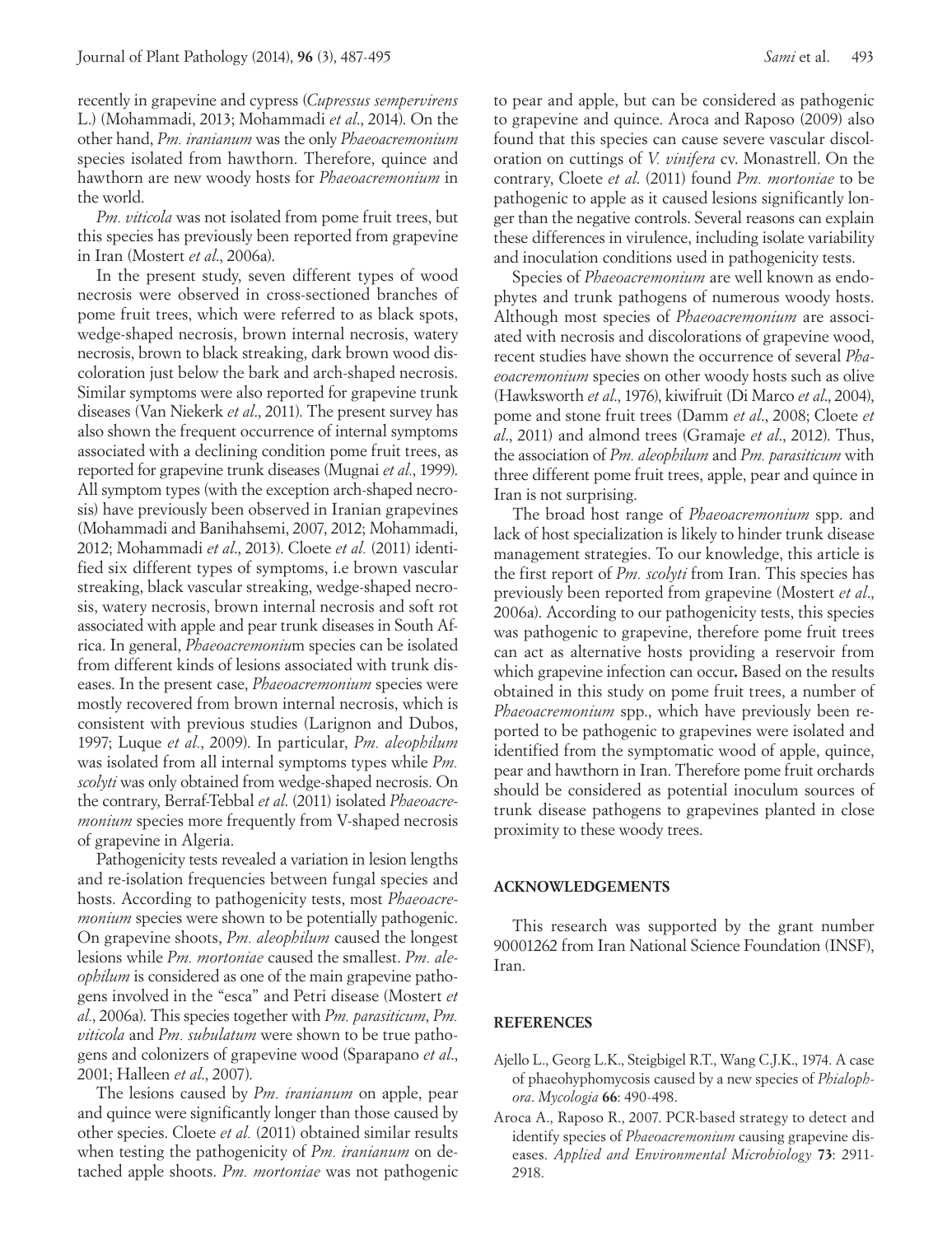recently in grapevine and cypress (*Cupressus sempervirens* L.) (Mohammadi, 2013; Mohammadi *et al*., 2014). On the other hand, *Pm. iranianum* was the only *Phaeoacremonium* species isolated from hawthorn. Therefore, quince and hawthorn are new woody hosts for *Phaeoacremonium* in the world.

*Pm. viticola* was not isolated from pome fruit trees, but this species has previously been reported from grapevine in Iran (Mostert *et al*., 2006a).

In the present study, seven different types of wood necrosis were observed in cross-sectioned branches of pome fruit trees, which were referred to as black spots, wedge-shaped necrosis, brown internal necrosis, watery necrosis, brown to black streaking, dark brown wood discoloration just below the bark and arch-shaped necrosis. Similar symptoms were also reported for grapevine trunk diseases (Van Niekerk *et al*., 2011). The present survey has also shown the frequent occurrence of internal symptoms associated with a declining condition pome fruit trees, as reported for grapevine trunk diseases (Mugnai *et al*., 1999). All symptom types (with the exception arch-shaped necrosis) have previously been observed in Iranian grapevines (Mohammadi and Banihahsemi, 2007, 2012; Mohammadi, 2012; Mohammadi *et al*., 2013). Cloete *et al.* (2011) identified six different types of symptoms, i.e brown vascular streaking, black vascular streaking, wedge-shaped necrosis, watery necrosis, brown internal necrosis and soft rot associated with apple and pear trunk diseases in South Africa. In general, *Phaeoacremonium* species can be isolated from different kinds of lesions associated with trunk diseases. In the present case, *Phaeoacremonium* species were mostly recovered from brown internal necrosis, which is consistent with previous studies (Larignon and Dubos, 1997; Luque *et al*., 2009). In particular, *Pm. aleophilum* was isolated from all internal symptoms types while *Pm. scolyti* was only obtained from wedge-shaped necrosis. On the contrary, Berraf-Tebbal *et al.* (2011) isolated *Phaeoacremonium* species more frequently from V-shaped necrosis of grapevine in Algeria.

Pathogenicity tests revealed a variation in lesion lengths and re-isolation frequencies between fungal species and hosts. According to pathogenicity tests, most *Phaeoacremonium* species were shown to be potentially pathogenic. On grapevine shoots, *Pm. aleophilum* caused the longest lesions while *Pm. mortoniae* caused the smallest. *Pm. aleophilum* is considered as one of the main grapevine pathogens involved in the "esca" and Petri disease (Mostert *et al.*, 2006a). This species together with *Pm. parasiticum*, *Pm. viticola* and *Pm. subulatum* were shown to be true pathogens and colonizers of grapevine wood (Sparapano *et al*., 2001; Halleen *et al*., 2007).

The lesions caused by *Pm. iranianum* on apple, pear and quince were significantly longer than those caused by other species. Cloete *et al.* (2011) obtained similar results when testing the pathogenicity of *Pm. iranianum* on detached apple shoots. *Pm. mortoniae* was not pathogenic to pear and apple, but can be considered as pathogenic to grapevine and quince. Aroca and Raposo (2009) also found that this species can cause severe vascular discoloration on cuttings of *V. vinifera* cv. Monastrell. On the contrary, Cloete *et al.* (2011) found *Pm. mortoniae* to be pathogenic to apple as it caused lesions significantly longer than the negative controls. Several reasons can explain these differences in virulence, including isolate variability and inoculation conditions used in pathogenicity tests.

Species of *Phaeoacremonium* are well known as endophytes and trunk pathogens of numerous woody hosts. Although most species of *Phaeoacremonium* are associated with necrosis and discolorations of grapevine wood, recent studies have shown the occurrence of several *Phaeoacremonium* species on other woody hosts such as olive (Hawksworth *et al*., 1976), kiwifruit (Di Marco *et al*., 2004), pome and stone fruit trees (Damm *et al*., 2008; Cloete *et al*., 2011) and almond trees (Gramaje *et al*., 2012). Thus, the association of *Pm. aleophilum* and *Pm. parasiticum* with three different pome fruit trees, apple, pear and quince in Iran is not surprising.

The broad host range of *Phaeoacremonium* spp. and lack of host specialization is likely to hinder trunk disease management strategies. To our knowledge, this article is the first report of *Pm. scolyti* from Iran. This species has previously been reported from grapevine (Mostert *et al*., 2006a). According to our pathogenicity tests, this species was pathogenic to grapevine, therefore pome fruit trees can act as alternative hosts providing a reservoir from which grapevine infection can occur**.** Based on the results obtained in this study on pome fruit trees, a number of *Phaeoacremonium* spp., which have previously been reported to be pathogenic to grapevines were isolated and identified from the symptomatic wood of apple, quince, pear and hawthorn in Iran. Therefore pome fruit orchards should be considered as potential inoculum sources of trunk disease pathogens to grapevines planted in close proximity to these woody trees.

## ACKNOWLEDGEMENTS

This research was supported by the grant number 90001262 from Iran National Science Foundation (INSF), Iran.

## REFERENCES

Ajello L., Georg L.K., Steigbigel R.T., Wang C.J.K., 1974. A case of phaeohyphomycosis caused by a new species of *Phialophora*. *Mycologia* **66**: 490-498.

Aroca A., Raposo R., 2007. PCR-based strategy to detect and identify species of *Phaeoacremonium* causing grapevine diseases. *Applied and Environmental Microbiology* **73**: 2911-2918.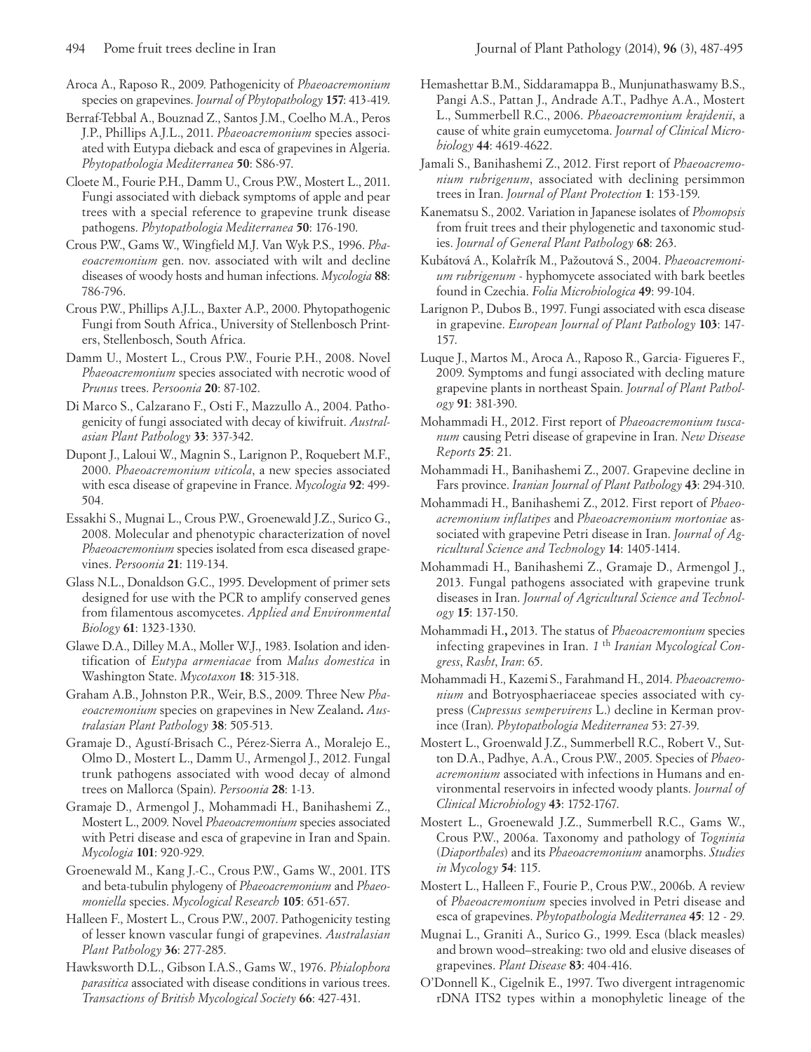Aroca A., Raposo R., 2009. Pathogenicity of *Phaeoacremonium* species on grapevines. *Journal of Phytopathology* **157**: 413-419.

Berraf-Tebbal A., Bouznad Z., Santos J.M., Coelho M.A., Peros J.P., Phillips A.J.L., 2011. *Phaeoacremonium* species associated with Eutypa dieback and esca of grapevines in Algeria. *Phytopathologia Mediterranea* **50**: S86-97.

Cloete M., Fourie P.H., Damm U., Crous P.W., Mostert L., 2011. Fungi associated with dieback symptoms of apple and pear trees with a special reference to grapevine trunk disease pathogens. *Phytopathologia Mediterranea* **50**: 176-190.

Crous P.W., Gams W., Wingfield M.J. Van Wyk P.S., 1996. *Phaeoacremonium* gen. nov. associated with wilt and decline diseases of woody hosts and human infections. *Mycologia* **88**: 786-796.

Crous P.W., Phillips A.J.L., Baxter A.P., 2000. Phytopathogenic Fungi from South Africa., University of Stellenbosch Printers, Stellenbosch, South Africa.

Damm U., Mostert L., Crous P.W., Fourie P.H., 2008. Novel *Phaeoacremonium* species associated with necrotic wood of *Prunus* trees. *Persoonia* **20**: 87-102.

Di Marco S., Calzarano F., Osti F., Mazzullo A., 2004. Pathogenicity of fungi associated with decay of kiwifruit. *Australasian Plant Pathology* **33**: 337-342.

Dupont J., Laloui W., Magnin S., Larignon P., Roquebert M.F., 2000. *Phaeoacremonium viticola*, a new species associated with esca disease of grapevine in France. *Mycologia* **92**: 499-504.

Essakhi S., Mugnai L., Crous P.W., Groenewald J.Z., Surico G., 2008. Molecular and phenotypic characterization of novel *Phaeoacremonium* species isolated from esca diseased grapevines. *Persoonia* **21**: 119-134.

Glass N.L., Donaldson G.C., 1995. Development of primer sets designed for use with the PCR to amplify conserved genes from filamentous ascomycetes. *Applied and Environmental Biology* **61**: 1323-1330.

Glawe D.A., Dilley M.A., Moller W.J., 1983. Isolation and identification of *Eutypa armeniacae* from *Malus domestica* in Washington State. *Mycotaxon* **18**: 315-318.

Graham A.B., Johnston P.R., Weir, B.S., 2009. Three New *Phaeoacremonium* species on grapevines in New Zealand**.** *Australasian Plant Pathology* **38**: 505-513.

Gramaje D., Agustí-Brisach C., Pérez-Sierra A., Moralejo E., Olmo D., Mostert L., Damm U., Armengol J., 2012. Fungal trunk pathogens associated with wood decay of almond trees on Mallorca (Spain). *Persoonia* **28**: 1-13.

Gramaje D., Armengol J., Mohammadi H., Banihashemi Z., Mostert L., 2009. Novel *Phaeoacremonium* species associated with Petri disease and esca of grapevine in Iran and Spain. *Mycologia* **101**: 920-929.

Groenewald M., Kang J.-C., Crous P.W., Gams W., 2001. ITS and beta-tubulin phylogeny of *Phaeoacremonium* and *Phaeomoniella* species. *Mycological Research* **105**: 651-657.

Halleen F., Mostert L., Crous P.W., 2007. Pathogenicity testing of lesser known vascular fungi of grapevines. *Australasian Plant Pathology* **36**: 277-285.

Hawksworth D.L., Gibson I.A.S., Gams W., 1976. *Phialophora parasitica* associated with disease conditions in various trees. *Transactions of British Mycological Society* **66**: 427-431.

Hemashettar B.M., Siddaramappa B., Munjunathaswamy B.S., Pangi A.S., Pattan J., Andrade A.T., Padhye A.A., Mostert L., Summerbell R.C., 2006. *Phaeoacremonium krajdenii*, a cause of white grain eumycetoma. *Journal of Clinical Microbiology* **44**: 4619-4622.

Jamali S., Banihashemi Z., 2012. First report of *Phaeoacremonium rubrigenum*, associated with declining persimmon trees in Iran. *Journal of Plant Protection* **1**: 153-159.

Kanematsu S., 2002. Variation in Japanese isolates of *Phomopsis* from fruit trees and their phylogenetic and taxonomic studies. *Journal of General Plant Pathology* **68**: 263.

Kubátová A., Kolařrík M., Pažoutová S., 2004. *Phaeoacremonium rubrigenum* - hyphomycete associated with bark beetles found in Czechia. *Folia Microbiologica* **49**: 99-104.

Larignon P., Dubos B., 1997. Fungi associated with esca disease in grapevine. *European Journal of Plant Pathology* **103**: 147-157.

Luque J., Martos M., Aroca A., Raposo R., Garcia- Figueres F., 2009. Symptoms and fungi associated with decling mature grapevine plants in northeast Spain. *Journal of Plant Pathology* **91**: 381-390.

Mohammadi H., 2012. First report of *Phaeoacremonium tuscanum* causing Petri disease of grapevine in Iran. *New Disease Reports* **25**: 21.

Mohammadi H., Banihashemi Z., 2007. Grapevine decline in Fars province. *Iranian Journal of Plant Pathology* **43**: 294-310.

Mohammadi H., Banihashemi Z., 2012. First report of *Phaeoacremonium inflatipes* and *Phaeoacremonium mortoniae* associated with grapevine Petri disease in Iran. *Journal of Agricultural Science and Technology* **14**: 1405-1414.

Mohammadi H., Banihashemi Z., Gramaje D., Armengol J., 2013. Fungal pathogens associated with grapevine trunk diseases in Iran. *Journal of Agricultural Science and Technology* **15**: 137-150.

Mohammadi H**.,** 2013. The status of *Phaeoacremonium* species infecting grapevines in Iran. *1* [th] *Iranian Mycological Congress*, *Rasht*, *Iran*: 65.

Mohammadi H., Kazemi S., Farahmand H., 2014. *Phaeoacremonium* and Botryosphaeriaceae species associated with cypress (*Cupressus sempervirens* L.) decline in Kerman province (Iran). *Phytopathologia Mediterranea* 53: 27-39.

Mostert L., Groenwald J.Z., Summerbell R.C., Robert V., Sutton D.A., Padhye, A.A., Crous P.W., 2005. Species of *Phaeoacremonium* associated with infections in Humans and environmental reservoirs in infected woody plants. *Journal of Clinical Microbiology* **43**: 1752-1767.

Mostert L., Groenewald J.Z., Summerbell R.C., Gams W., Crous P.W., 2006a. Taxonomy and pathology of *Togninia* (*Diaporthales*) and its *Phaeoacremonium* anamorphs. *Studies in Mycology* **54**: 115.

Mostert L., Halleen F., Fourie P., Crous P.W., 2006b. A review of *Phaeoacremonium* species involved in Petri disease and esca of grapevines. *Phytopathologia Mediterranea* **45**: 12 - 29.

Mugnai L., Graniti A., Surico G., 1999. Esca (black measles) and brown wood–streaking: two old and elusive diseases of grapevines. *Plant Disease* **83**: 404-416.

O'Donnell K., Cigelnik E., 1997. Two divergent intragenomic rDNA ITS2 types within a monophyletic lineage of the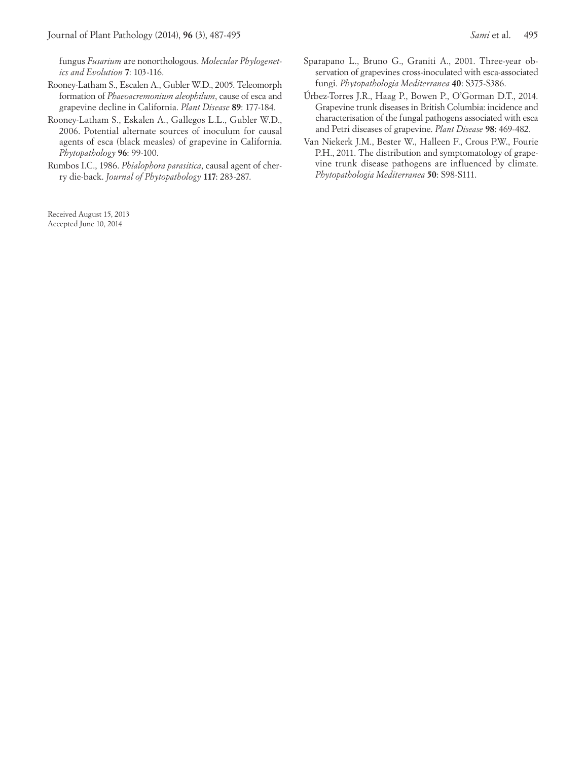fungus *Fusarium* are nonorthologous. *Molecular Phylogenetics and Evolution* **7**: 103-116.

Rooney-Latham S., Escalen A., Gubler W.D., 2005. Teleomorph formation of *Phaeoacremonium aleophilum*, cause of esca and grapevine decline in California. *Plant Disease* **89**: 177-184.

Rooney-Latham S., Eskalen A., Gallegos L.L., Gubler W.D., 2006. Potential alternate sources of inoculum for causal agents of esca (black measles) of grapevine in California. *Phytopathology* **96**: 99-100.

Rumbos I.C., 1986. *Phialophora parasitica*, causal agent of cherry die-back. *Journal of Phytopathology* **117**: 283-287.

Sparapano L., Bruno G., Graniti A., 2001. Three-year observation of grapevines cross-inoculated with esca-associated fungi. *Phytopathologia Mediterranea* **40**: S375-S386.

Úrbez-Torres J.R., Haag P., Bowen P., O'Gorman D.T., 2014. Grapevine trunk diseases in British Columbia: incidence and characterisation of the fungal pathogens associated with esca and Petri diseases of grapevine. *Plant Disease* **98**: 469-482.

Van Niekerk J.M., Bester W., Halleen F., Crous P.W., Fourie P.H., 2011. The distribution and symptomatology of grapevine trunk disease pathogens are influenced by climate. *Phytopathologia Mediterranea* **50**: S98-S111.

Received August 15, 2013
Accepted June 10, 2014